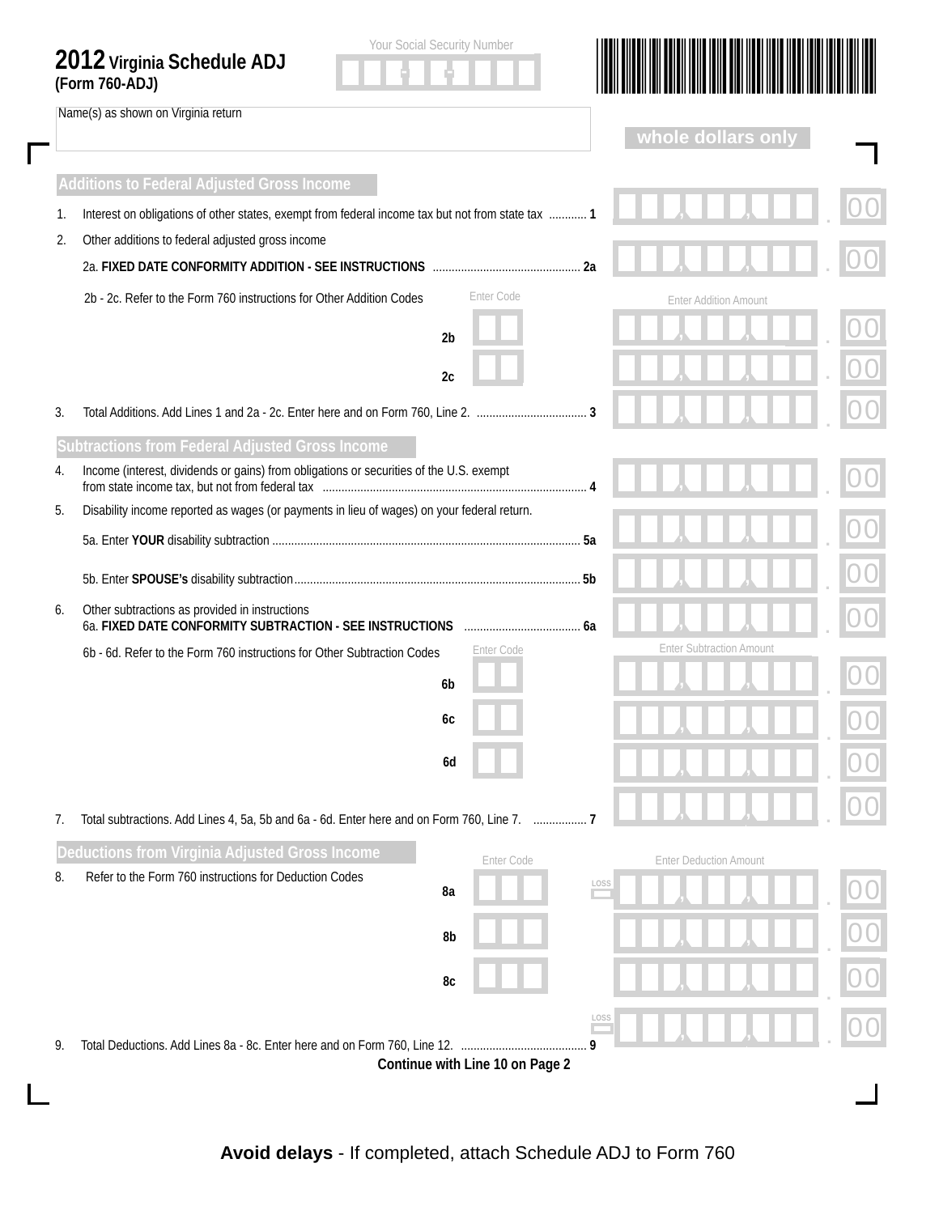# 2012 Virginia Schedule ADJ (Form 760-ADJ)

Your Social Security Number

Name(s) as shown on Virginia return

whole dollars only

## Additions to Federal Adjusted Gross Income

1. Interest on obligations of other states, exempt from federal income tax but not from state tax ............ 1 | .00

2. Other additions to federal adjusted gross income

   2a. **FIXED DATE CONFORMITY ADDITION - SEE INSTRUCTIONS** ............................................... 2a | .00

   2b - 2c. Refer to the Form 760 instructions for Other Addition Codes

| | Enter Code | Enter Addition Amount |
|---|---|---|
| 2b | | .00 |
| 2c | | .00 |

3. Total Additions. Add Lines 1 and 2a - 2c. Enter here and on Form 760, Line 2. ................................... 3 | .00

## Subtractions from Federal Adjusted Gross Income

4. Income (interest, dividends or gains) from obligations or securities of the U.S. exempt from state income tax, but not from federal tax ................................................................................... 4 | .00

5. Disability income reported as wages (or payments in lieu of wages) on your federal return.

   5a. Enter **YOUR** disability subtraction ................................................................................................ 5a | .00

   5b. Enter **SPOUSE's** disability subtraction.......................................................................................... 5b | .00

6. Other subtractions as provided in instructions
   6a. **FIXED DATE CONFORMITY SUBTRACTION - SEE INSTRUCTIONS** ..................................... 6a | .00

   6b - 6d. Refer to the Form 760 instructions for Other Subtraction Codes

| | Enter Code | Enter Subtraction Amount |
|---|---|---|
| 6b | | .00 |
| 6c | | .00 |
| 6d | | .00 |

7. Total subtractions. Add Lines 4, 5a, 5b and 6a - 6d. Enter here and on Form 760, Line 7. ................. 7 | .00

## Deductions from Virginia Adjusted Gross Income

8. Refer to the Form 760 instructions for Deduction Codes

| | Enter Code | | Enter Deduction Amount |
|---|---|---|---|
| 8a | | LOSS | .00 |
| 8b | | | .00 |
| 8c | | | .00 |

9. Total Deductions. Add Lines 8a - 8c. Enter here and on Form 760, Line 12. ........................................ 9 | LOSS | .00

**Continue with Line 10 on Page 2**

**Avoid delays** - If completed, attach Schedule ADJ to Form 760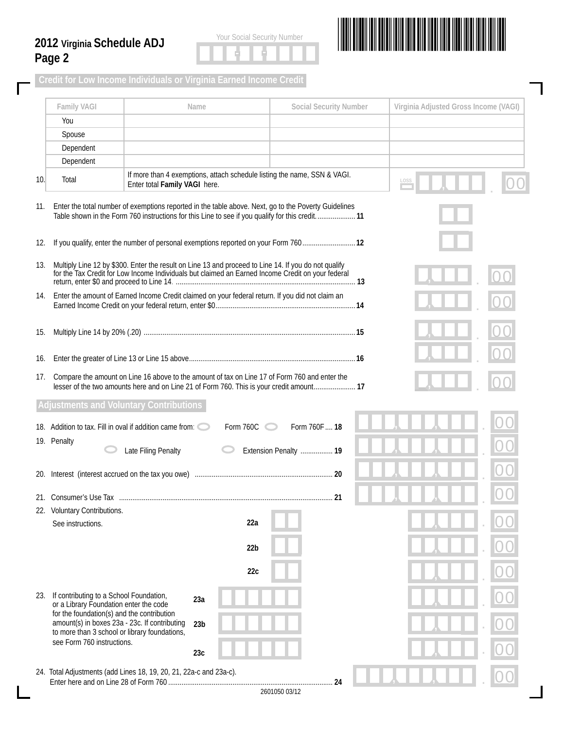# 2012 Virginia Schedule ADJ Page 2

Your Social Security Number

## Credit for Low Income Individuals or Virginia Earned Income Credit

| Family VAGI | Name | Social Security Number | Virginia Adjusted Gross Income (VAGI) |
|---|---|---|---|
| You | | | |
| Spouse | | | |
| Dependent | | | |
| Dependent | | | |
| 10. Total | If more than 4 exemptions, attach schedule listing the name, SSN & VAGI. Enter total **Family VAGI** here. | | LOSS , . 00 |

11. Enter the total number of exemptions reported in the table above. Next, go to the Poverty Guidelines Table shown in the Form 760 instructions for this Line to see if you qualify for this credit.................... 11

12. If you qualify, enter the number of personal exemptions reported on your Form 760............................ 12

13. Multiply Line 12 by $300. Enter the result on Line 13 and proceed to Line 14. If you do not qualify for the Tax Credit for Low Income Individuals but claimed an Earned Income Credit on your federal return, enter $0 and proceed to Line 14. ............................................................................................ 13 .00

14. Enter the amount of Earned Income Credit claimed on your federal return. If you did not claim an Earned Income Credit on your federal return, enter $0......................................................................... 14 .00

15. Multiply Line 14 by 20% (.20) .............................................................................................................. 15 .00

16. Enter the greater of Line 13 or Line 15 above....................................................................................... 16 .00

17. Compare the amount on Line 16 above to the amount of tax on Line 17 of Form 760 and enter the lesser of the two amounts here and on Line 21 of Form 760. This is your credit amount...................... 17 .00

## Adjustments and Voluntary Contributions

18. Addition to tax. Fill in oval if addition came from: ○ Form 760C ○ Form 760F .... 18 .00

19. Penalty ○ Late Filing Penalty ○ Extension Penalty ................. 19 .00

20. Interest (interest accrued on the tax you owe) ......................................................................... 20 .00

21. Consumer's Use Tax ................................................................................................................ 21 .00

22. Voluntary Contributions. See instructions.

22a .00

22b .00

22c .00

23. If contributing to a School Foundation, or a Library Foundation enter the code for the foundation(s) and the contribution amount(s) in boxes 23a - 23c. If contributing to more than 3 school or library foundations, see Form 760 instructions.

23a .00

23b .00

23c .00

24. Total Adjustments (add Lines 18, 19, 20, 21, 22a-c and 23a-c). Enter here and on Line 28 of Form 760 ....................................................................................... 24 .00

2601050 03/12